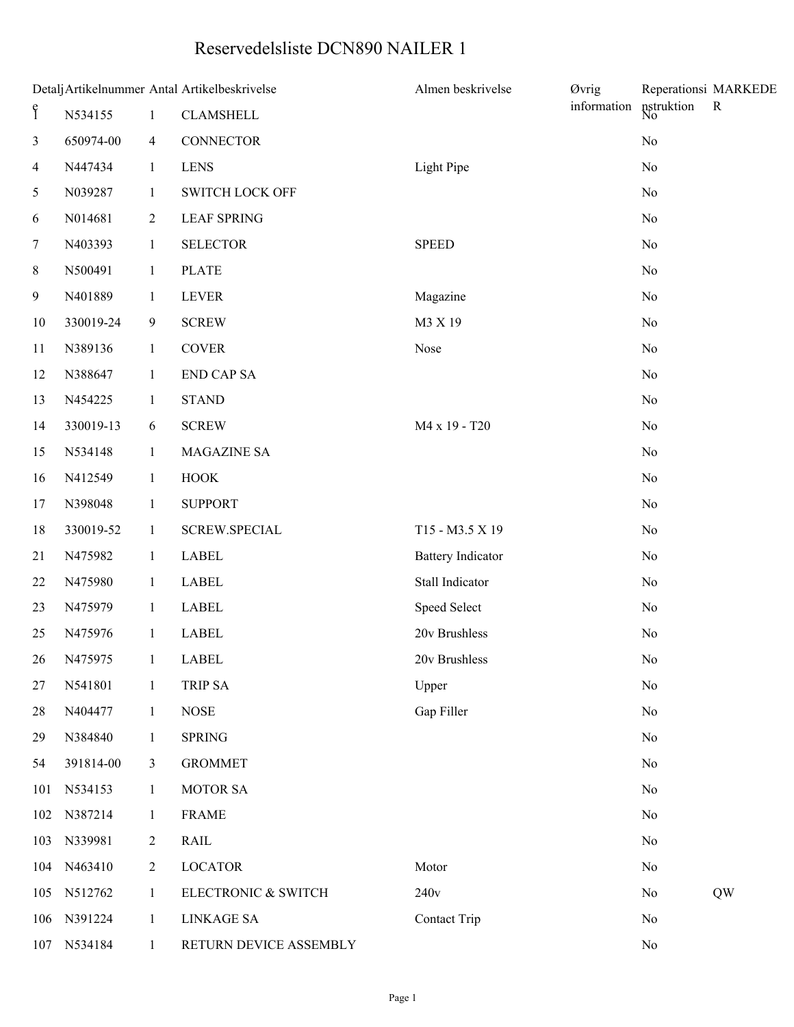# Reservedelsliste DCN890 NAILER 1

| Detalje | Artikelnummer | Antal | Artikelbeskrivelse | Almen beskrivelse | Øvrig information | Reperationsinstruktion | MARKEDER |
|---|---|---|---|---|---|---|---|
| 1 | N534155 | 1 | CLAMSHELL | | | No | |
| 3 | 650974-00 | 4 | CONNECTOR | | | No | |
| 4 | N447434 | 1 | LENS | Light Pipe | | No | |
| 5 | N039287 | 1 | SWITCH LOCK OFF | | | No | |
| 6 | N014681 | 2 | LEAF SPRING | | | No | |
| 7 | N403393 | 1 | SELECTOR | SPEED | | No | |
| 8 | N500491 | 1 | PLATE | | | No | |
| 9 | N401889 | 1 | LEVER | Magazine | | No | |
| 10 | 330019-24 | 9 | SCREW | M3 X 19 | | No | |
| 11 | N389136 | 1 | COVER | Nose | | No | |
| 12 | N388647 | 1 | END CAP SA | | | No | |
| 13 | N454225 | 1 | STAND | | | No | |
| 14 | 330019-13 | 6 | SCREW | M4 x 19 - T20 | | No | |
| 15 | N534148 | 1 | MAGAZINE SA | | | No | |
| 16 | N412549 | 1 | HOOK | | | No | |
| 17 | N398048 | 1 | SUPPORT | | | No | |
| 18 | 330019-52 | 1 | SCREW.SPECIAL | T15 - M3.5 X 19 | | No | |
| 21 | N475982 | 1 | LABEL | Battery Indicator | | No | |
| 22 | N475980 | 1 | LABEL | Stall Indicator | | No | |
| 23 | N475979 | 1 | LABEL | Speed Select | | No | |
| 25 | N475976 | 1 | LABEL | 20v Brushless | | No | |
| 26 | N475975 | 1 | LABEL | 20v Brushless | | No | |
| 27 | N541801 | 1 | TRIP SA | Upper | | No | |
| 28 | N404477 | 1 | NOSE | Gap Filler | | No | |
| 29 | N384840 | 1 | SPRING | | | No | |
| 54 | 391814-00 | 3 | GROMMET | | | No | |
| 101 | N534153 | 1 | MOTOR SA | | | No | |
| 102 | N387214 | 1 | FRAME | | | No | |
| 103 | N339981 | 2 | RAIL | | | No | |
| 104 | N463410 | 2 | LOCATOR | Motor | | No | |
| 105 | N512762 | 1 | ELECTRONIC & SWITCH | 240v | | No | QW |
| 106 | N391224 | 1 | LINKAGE SA | Contact Trip | | No | |
| 107 | N534184 | 1 | RETURN DEVICE ASSEMBLY | | | No | |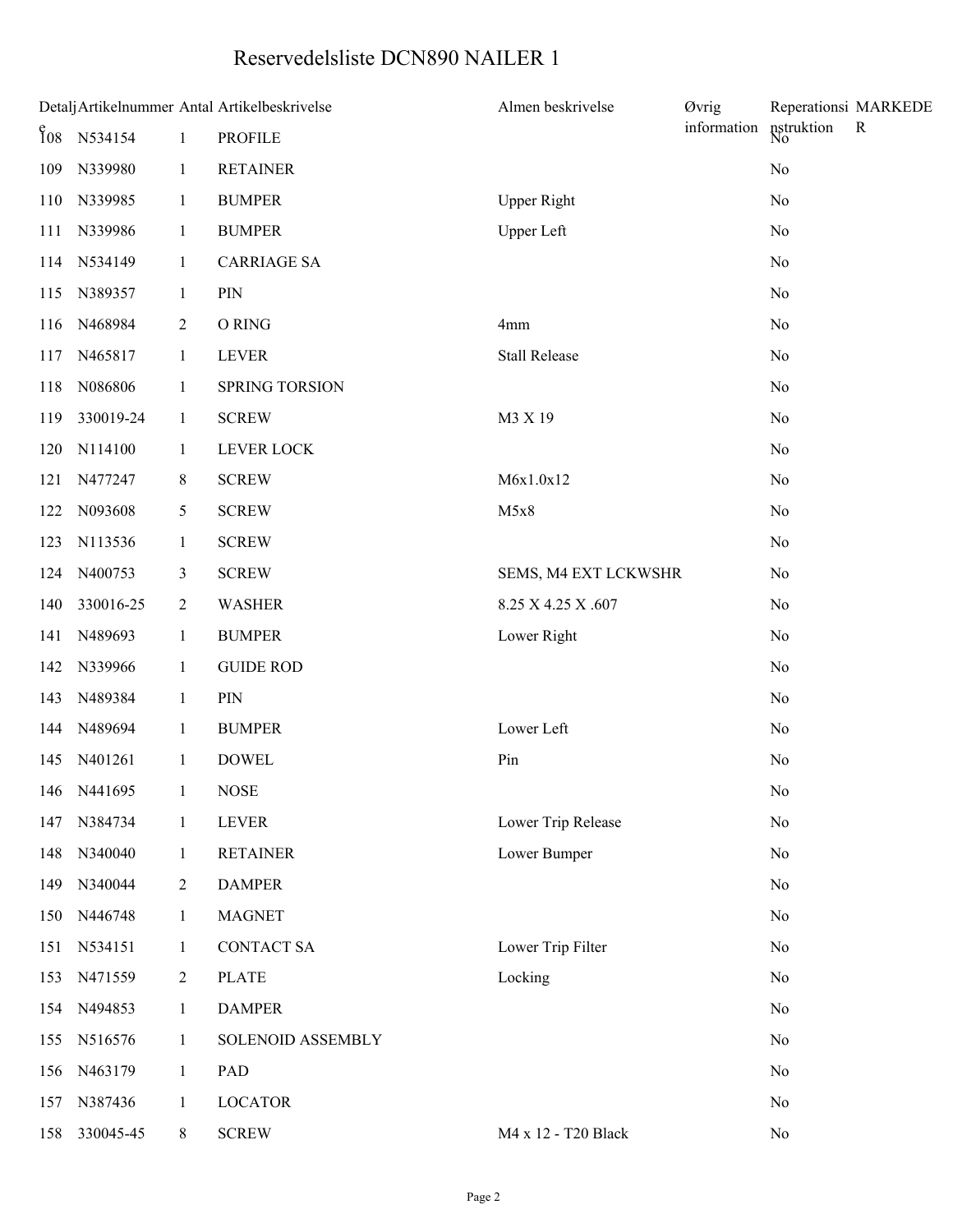# Reservedelsliste DCN890 NAILER 1

| Detalje | Artikelnummer | Antal | Artikelbeskrivelse | Almen beskrivelse | Øvrig information | Reperationsinstruktion | MARKEDER |
|---|---|---|---|---|---|---|---|
| 108 | N534154 | 1 | PROFILE | | | No | |
| 109 | N339980 | 1 | RETAINER | | | No | |
| 110 | N339985 | 1 | BUMPER | Upper Right | | No | |
| 111 | N339986 | 1 | BUMPER | Upper Left | | No | |
| 114 | N534149 | 1 | CARRIAGE SA | | | No | |
| 115 | N389357 | 1 | PIN | | | No | |
| 116 | N468984 | 2 | O RING | 4mm | | No | |
| 117 | N465817 | 1 | LEVER | Stall Release | | No | |
| 118 | N086806 | 1 | SPRING TORSION | | | No | |
| 119 | 330019-24 | 1 | SCREW | M3 X 19 | | No | |
| 120 | N114100 | 1 | LEVER LOCK | | | No | |
| 121 | N477247 | 8 | SCREW | M6x1.0x12 | | No | |
| 122 | N093608 | 5 | SCREW | M5x8 | | No | |
| 123 | N113536 | 1 | SCREW | | | No | |
| 124 | N400753 | 3 | SCREW | SEMS, M4 EXT LCKWSHR | | No | |
| 140 | 330016-25 | 2 | WASHER | 8.25 X 4.25 X .607 | | No | |
| 141 | N489693 | 1 | BUMPER | Lower Right | | No | |
| 142 | N339966 | 1 | GUIDE ROD | | | No | |
| 143 | N489384 | 1 | PIN | | | No | |
| 144 | N489694 | 1 | BUMPER | Lower Left | | No | |
| 145 | N401261 | 1 | DOWEL | Pin | | No | |
| 146 | N441695 | 1 | NOSE | | | No | |
| 147 | N384734 | 1 | LEVER | Lower Trip Release | | No | |
| 148 | N340040 | 1 | RETAINER | Lower Bumper | | No | |
| 149 | N340044 | 2 | DAMPER | | | No | |
| 150 | N446748 | 1 | MAGNET | | | No | |
| 151 | N534151 | 1 | CONTACT SA | Lower Trip Filter | | No | |
| 153 | N471559 | 2 | PLATE | Locking | | No | |
| 154 | N494853 | 1 | DAMPER | | | No | |
| 155 | N516576 | 1 | SOLENOID ASSEMBLY | | | No | |
| 156 | N463179 | 1 | PAD | | | No | |
| 157 | N387436 | 1 | LOCATOR | | | No | |
| 158 | 330045-45 | 8 | SCREW | M4 x 12 - T20 Black | | No | |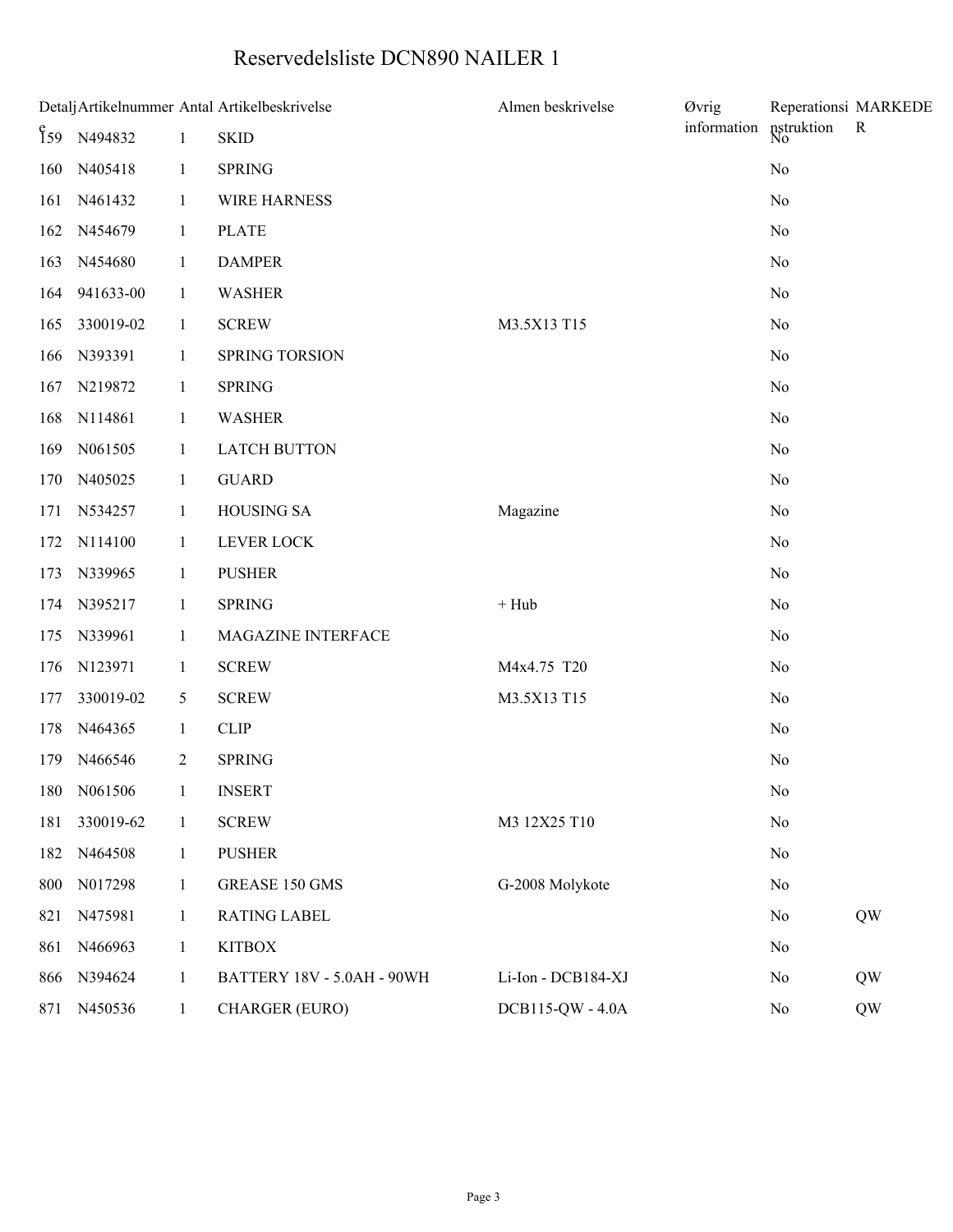// Reservedelsliste DCN890 NAILER 1

| Detalje | Artikelnummer | Antal | Artikelbeskrivelse | Almen beskrivelse | Øvrig information | Reperationsinstruktion | MARKEDER |
|---|---|---|---|---|---|---|---|
| 159 | N494832 | 1 | SKID | | | No | |
| 160 | N405418 | 1 | SPRING | | | No | |
| 161 | N461432 | 1 | WIRE HARNESS | | | No | |
| 162 | N454679 | 1 | PLATE | | | No | |
| 163 | N454680 | 1 | DAMPER | | | No | |
| 164 | 941633-00 | 1 | WASHER | | | No | |
| 165 | 330019-02 | 1 | SCREW | M3.5X13 T15 | | No | |
| 166 | N393391 | 1 | SPRING TORSION | | | No | |
| 167 | N219872 | 1 | SPRING | | | No | |
| 168 | N114861 | 1 | WASHER | | | No | |
| 169 | N061505 | 1 | LATCH BUTTON | | | No | |
| 170 | N405025 | 1 | GUARD | | | No | |
| 171 | N534257 | 1 | HOUSING SA | Magazine | | No | |
| 172 | N114100 | 1 | LEVER LOCK | | | No | |
| 173 | N339965 | 1 | PUSHER | | | No | |
| 174 | N395217 | 1 | SPRING | + Hub | | No | |
| 175 | N339961 | 1 | MAGAZINE INTERFACE | | | No | |
| 176 | N123971 | 1 | SCREW | M4x4.75 T20 | | No | |
| 177 | 330019-02 | 5 | SCREW | M3.5X13 T15 | | No | |
| 178 | N464365 | 1 | CLIP | | | No | |
| 179 | N466546 | 2 | SPRING | | | No | |
| 180 | N061506 | 1 | INSERT | | | No | |
| 181 | 330019-62 | 1 | SCREW | M3 12X25 T10 | | No | |
| 182 | N464508 | 1 | PUSHER | | | No | |
| 800 | N017298 | 1 | GREASE 150 GMS | G-2008 Molykote | | No | |
| 821 | N475981 | 1 | RATING LABEL | | | No | QW |
| 861 | N466963 | 1 | KITBOX | | | No | |
| 866 | N394624 | 1 | BATTERY 18V - 5.0AH - 90WH | Li-Ion - DCB184-XJ | | No | QW |
| 871 | N450536 | 1 | CHARGER (EURO) | DCB115-QW - 4.0A | | No | QW |